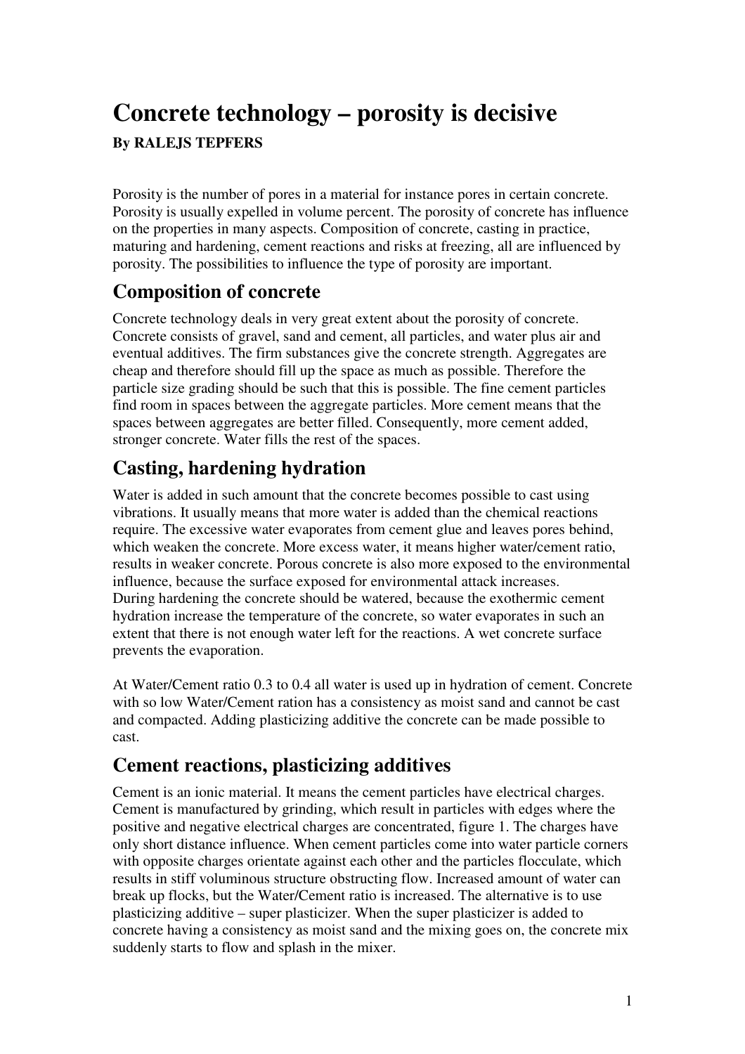# Concrete technology – porosity is decisive

**By RALEJS TEPFERS**

Porosity is the number of pores in a material for instance pores in certain concrete. Porosity is usually expelled in volume percent. The porosity of concrete has influence on the properties in many aspects. Composition of concrete, casting in practice, maturing and hardening, cement reactions and risks at freezing, all are influenced by porosity. The possibilities to influence the type of porosity are important.

## Composition of concrete

Concrete technology deals in very great extent about the porosity of concrete. Concrete consists of gravel, sand and cement, all particles, and water plus air and eventual additives. The firm substances give the concrete strength. Aggregates are cheap and therefore should fill up the space as much as possible. Therefore the particle size grading should be such that this is possible. The fine cement particles find room in spaces between the aggregate particles. More cement means that the spaces between aggregates are better filled. Consequently, more cement added, stronger concrete. Water fills the rest of the spaces.

## Casting, hardening hydration

Water is added in such amount that the concrete becomes possible to cast using vibrations. It usually means that more water is added than the chemical reactions require. The excessive water evaporates from cement glue and leaves pores behind, which weaken the concrete. More excess water, it means higher water/cement ratio, results in weaker concrete. Porous concrete is also more exposed to the environmental influence, because the surface exposed for environmental attack increases.
During hardening the concrete should be watered, because the exothermic cement hydration increase the temperature of the concrete, so water evaporates in such an extent that there is not enough water left for the reactions. A wet concrete surface prevents the evaporation.

At Water/Cement ratio 0.3 to 0.4 all water is used up in hydration of cement. Concrete with so low Water/Cement ration has a consistency as moist sand and cannot be cast and compacted. Adding plasticizing additive the concrete can be made possible to cast.

## Cement reactions, plasticizing additives

Cement is an ionic material. It means the cement particles have electrical charges. Cement is manufactured by grinding, which result in particles with edges where the positive and negative electrical charges are concentrated, figure 1. The charges have only short distance influence. When cement particles come into water particle corners with opposite charges orientate against each other and the particles flocculate, which results in stiff voluminous structure obstructing flow. Increased amount of water can break up flocks, but the Water/Cement ratio is increased. The alternative is to use plasticizing additive – super plasticizer. When the super plasticizer is added to concrete having a consistency as moist sand and the mixing goes on, the concrete mix suddenly starts to flow and splash in the mixer.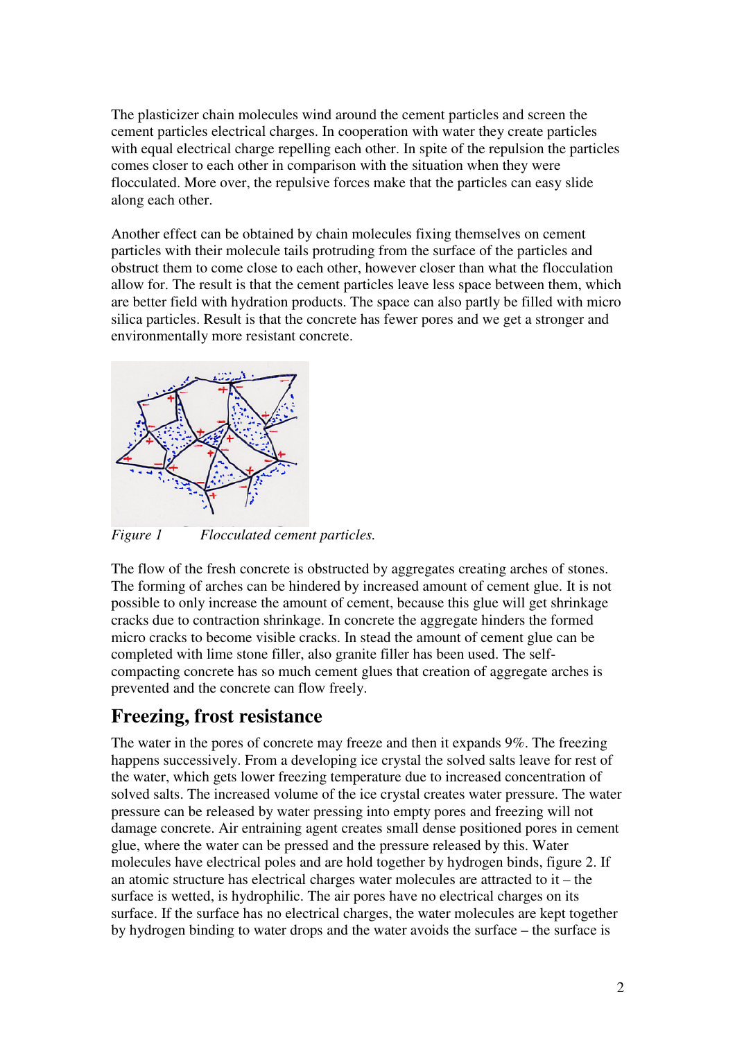The plasticizer chain molecules wind around the cement particles and screen the cement particles electrical charges. In cooperation with water they create particles with equal electrical charge repelling each other. In spite of the repulsion the particles comes closer to each other in comparison with the situation when they were flocculated. More over, the repulsive forces make that the particles can easy slide along each other.

Another effect can be obtained by chain molecules fixing themselves on cement particles with their molecule tails protruding from the surface of the particles and obstruct them to come close to each other, however closer than what the flocculation allow for. The result is that the cement particles leave less space between them, which are better field with hydration products. The space can also partly be filled with micro silica particles. Result is that the concrete has fewer pores and we get a stronger and environmentally more resistant concrete.

*Figure 1 Flocculated cement particles.*

The flow of the fresh concrete is obstructed by aggregates creating arches of stones. The forming of arches can be hindered by increased amount of cement glue. It is not possible to only increase the amount of cement, because this glue will get shrinkage cracks due to contraction shrinkage. In concrete the aggregate hinders the formed micro cracks to become visible cracks. In stead the amount of cement glue can be completed with lime stone filler, also granite filler has been used. The self-compacting concrete has so much cement glues that creation of aggregate arches is prevented and the concrete can flow freely.

## Freezing, frost resistance

The water in the pores of concrete may freeze and then it expands 9%. The freezing happens successively. From a developing ice crystal the solved salts leave for rest of the water, which gets lower freezing temperature due to increased concentration of solved salts. The increased volume of the ice crystal creates water pressure. The water pressure can be released by water pressing into empty pores and freezing will not damage concrete. Air entraining agent creates small dense positioned pores in cement glue, where the water can be pressed and the pressure released by this. Water molecules have electrical poles and are hold together by hydrogen binds, figure 2. If an atomic structure has electrical charges water molecules are attracted to it – the surface is wetted, is hydrophilic. The air pores have no electrical charges on its surface. If the surface has no electrical charges, the water molecules are kept together by hydrogen binding to water drops and the water avoids the surface – the surface is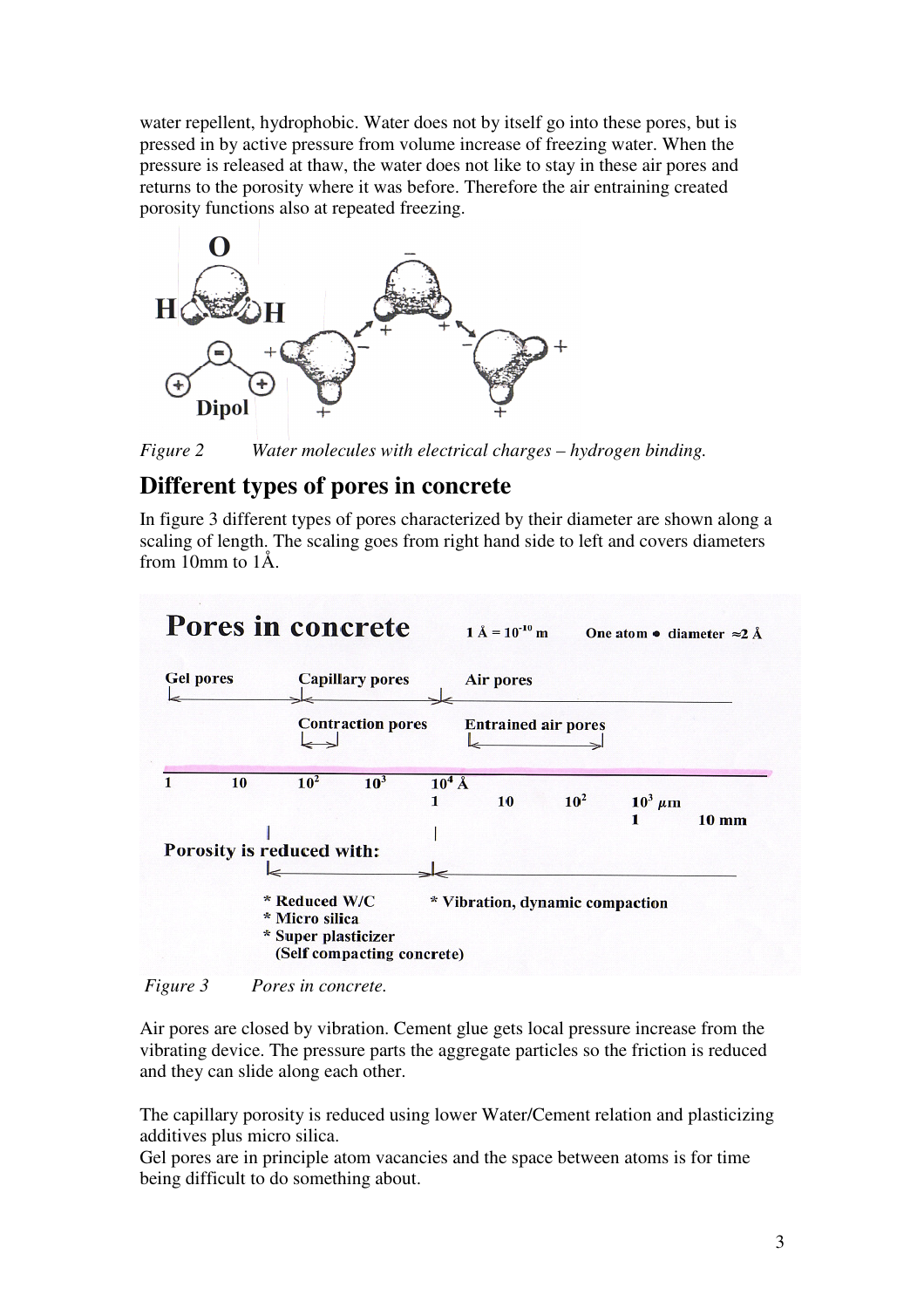water repellent, hydrophobic. Water does not by itself go into these pores, but is pressed in by active pressure from volume increase of freezing water. When the pressure is released at thaw, the water does not like to stay in these air pores and returns to the porosity where it was before. Therefore the air entraining created porosity functions also at repeated freezing.

*Figure 2* *Water molecules with electrical charges – hydrogen binding.*

## Different types of pores in concrete

In figure 3 different types of pores characterized by their diameter are shown along a scaling of length. The scaling goes from right hand side to left and covers diameters from 10mm to 1Å.

*Figure 3* *Pores in concrete.*

Air pores are closed by vibration. Cement glue gets local pressure increase from the vibrating device. The pressure parts the aggregate particles so the friction is reduced and they can slide along each other.

The capillary porosity is reduced using lower Water/Cement relation and plasticizing additives plus micro silica.

Gel pores are in principle atom vacancies and the space between atoms is for time being difficult to do something about.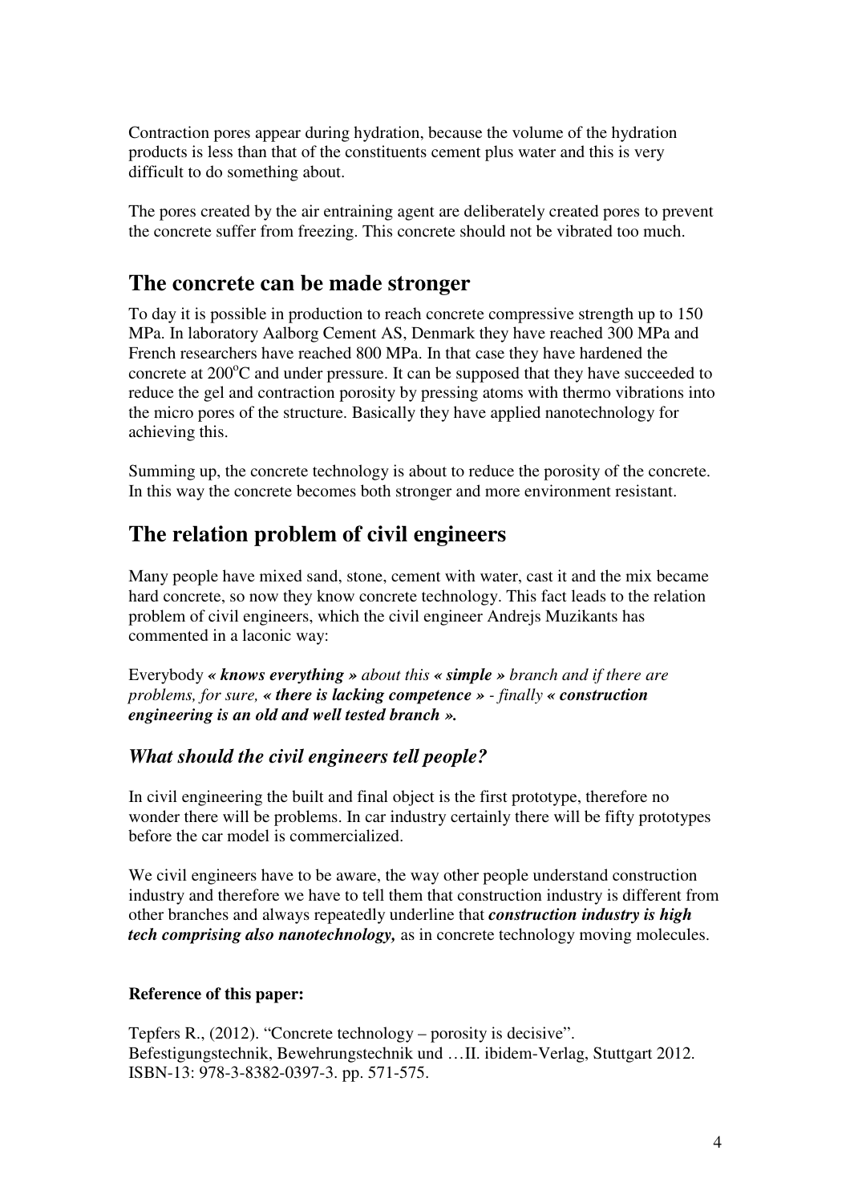Contraction pores appear during hydration, because the volume of the hydration products is less than that of the constituents cement plus water and this is very difficult to do something about.

The pores created by the air entraining agent are deliberately created pores to prevent the concrete suffer from freezing. This concrete should not be vibrated too much.

## The concrete can be made stronger

To day it is possible in production to reach concrete compressive strength up to 150 MPa. In laboratory Aalborg Cement AS, Denmark they have reached 300 MPa and French researchers have reached 800 MPa. In that case they have hardened the concrete at 200$^{o}$C and under pressure. It can be supposed that they have succeeded to reduce the gel and contraction porosity by pressing atoms with thermo vibrations into the micro pores of the structure. Basically they have applied nanotechnology for achieving this.

Summing up, the concrete technology is about to reduce the porosity of the concrete. In this way the concrete becomes both stronger and more environment resistant.

## The relation problem of civil engineers

Many people have mixed sand, stone, cement with water, cast it and the mix became hard concrete, so now they know concrete technology. This fact leads to the relation problem of civil engineers, which the civil engineer Andrejs Muzikants has commented in a laconic way:

Everybody ***« knows everything »*** *about this* ***« simple »*** *branch and if there are problems, for sure,* ***« there is lacking competence »*** *- finally* ***« construction engineering is an old and well tested branch ».***

### *What should the civil engineers tell people?*

In civil engineering the built and final object is the first prototype, therefore no wonder there will be problems. In car industry certainly there will be fifty prototypes before the car model is commercialized.

We civil engineers have to be aware, the way other people understand construction industry and therefore we have to tell them that construction industry is different from other branches and always repeatedly underline that ***construction industry is high tech comprising also nanotechnology,*** as in concrete technology moving molecules.

**Reference of this paper:**

Tepfers R., (2012). "Concrete technology – porosity is decisive". Befestigungstechnik, Bewehrungstechnik und …II. ibidem-Verlag, Stuttgart 2012. ISBN-13: 978-3-8382-0397-3. pp. 571-575.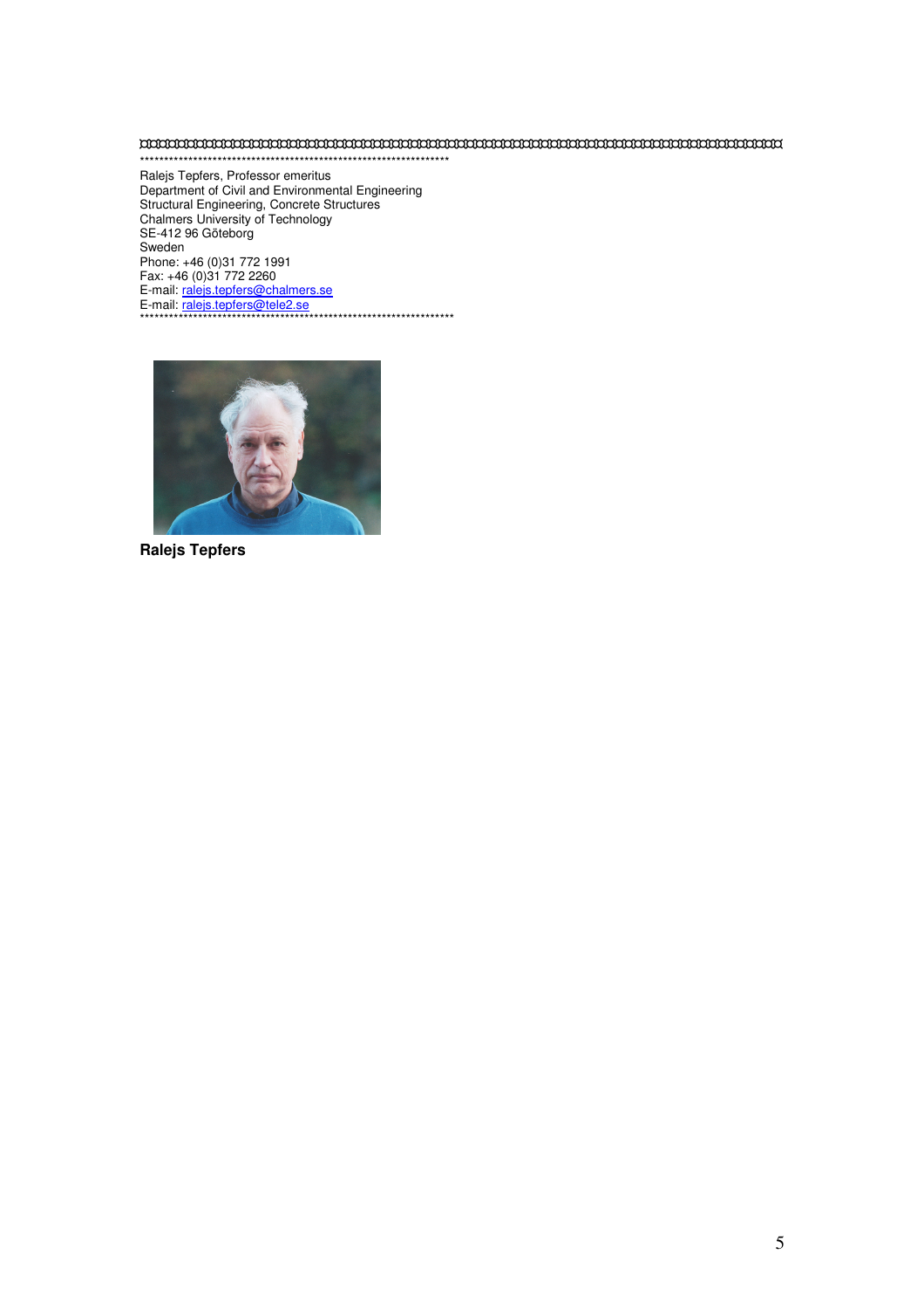Ralejs Tepfers, Professor emeritus
Department of Civil and Environmental Engineering
Structural Engineering, Concrete Structures
Chalmers University of Technology
SE-412 96 Göteborg
Sweden
Phone: +46 (0)31 772 1991
Fax: +46 (0)31 772 2260
E-mail: ralejs.tepfers@chalmers.se
E-mail: ralejs.tepfers@tele2.se

**Ralejs Tepfers**